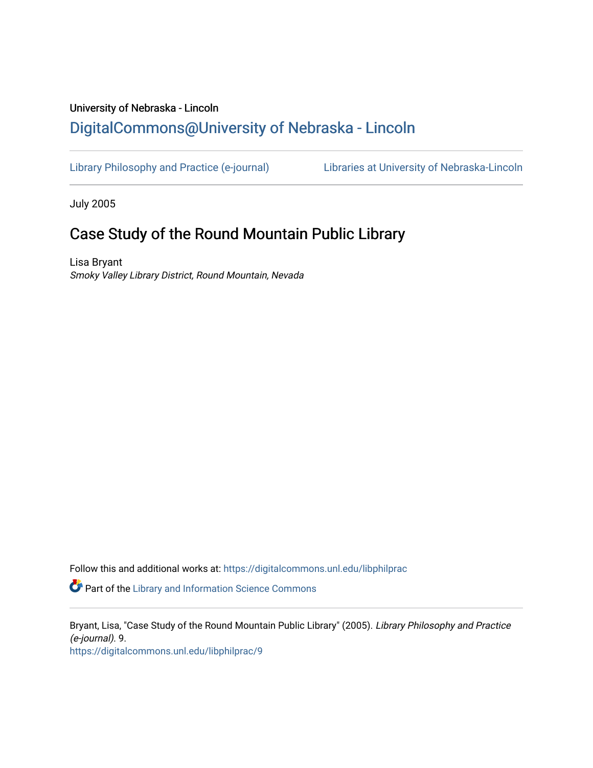University of Nebraska - Lincoln

## DigitalCommons@University of Nebraska - Lincoln

Library Philosophy and Practice (e-journal)  Libraries at University of Nebraska-Lincoln

July 2005

# Case Study of the Round Mountain Public Library

Lisa Bryant
*Smoky Valley Library District, Round Mountain, Nevada*

Follow this and additional works at: https://digitalcommons.unl.edu/libphilprac

Part of the Library and Information Science Commons

Bryant, Lisa, "Case Study of the Round Mountain Public Library" (2005). *Library Philosophy and Practice (e-journal)*. 9.
https://digitalcommons.unl.edu/libphilprac/9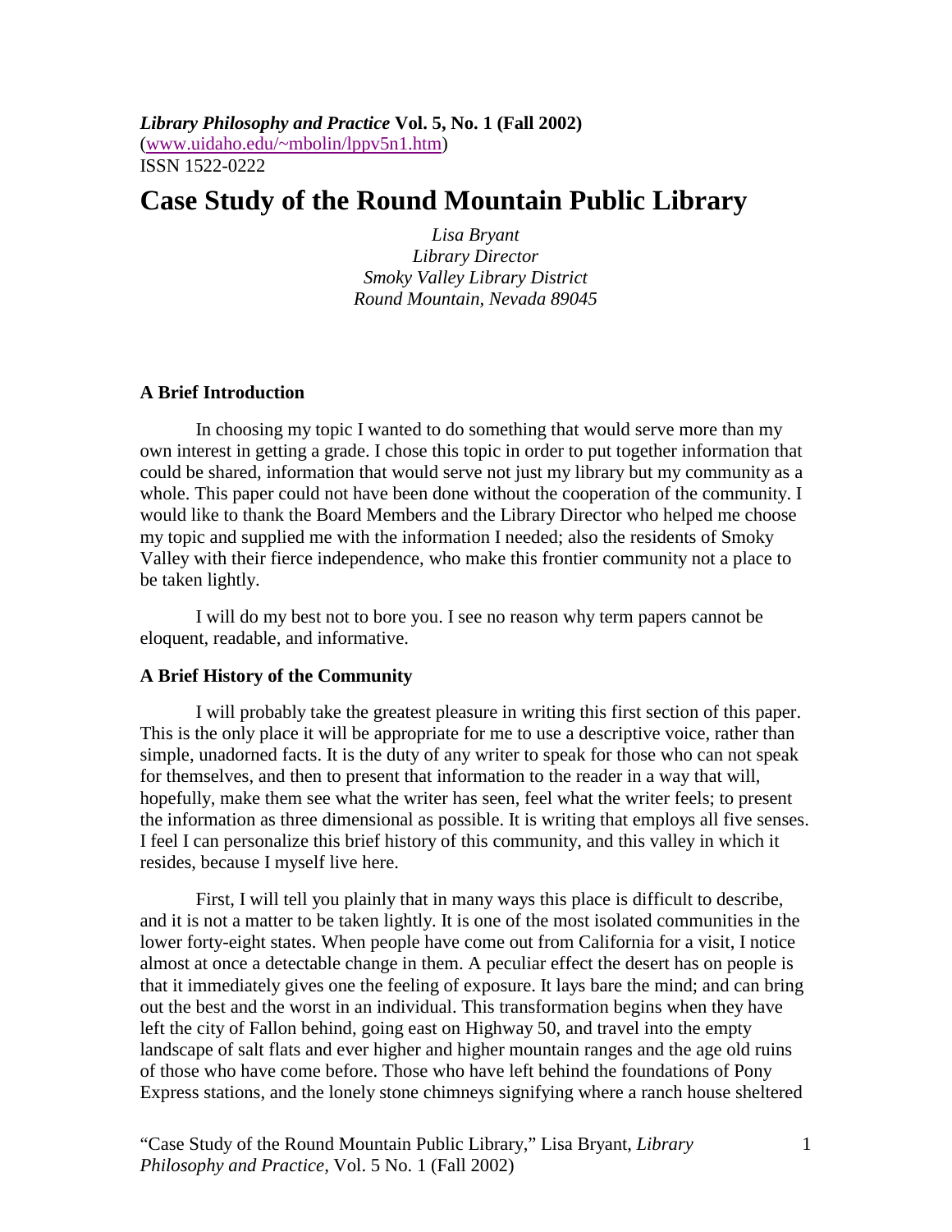*Library Philosophy and Practice* **Vol. 5, No. 1 (Fall 2002)**
([www.uidaho.edu/~mbolin/lppv5n1.htm](www.uidaho.edu/~mbolin/lppv5n1.htm))
ISSN 1522-0222

# Case Study of the Round Mountain Public Library

*Lisa Bryant*
*Library Director*
*Smoky Valley Library District*
*Round Mountain, Nevada 89045*

### A Brief Introduction

In choosing my topic I wanted to do something that would serve more than my own interest in getting a grade. I chose this topic in order to put together information that could be shared, information that would serve not just my library but my community as a whole. This paper could not have been done without the cooperation of the community. I would like to thank the Board Members and the Library Director who helped me choose my topic and supplied me with the information I needed; also the residents of Smoky Valley with their fierce independence, who make this frontier community not a place to be taken lightly.

I will do my best not to bore you. I see no reason why term papers cannot be eloquent, readable, and informative.

### A Brief History of the Community

I will probably take the greatest pleasure in writing this first section of this paper. This is the only place it will be appropriate for me to use a descriptive voice, rather than simple, unadorned facts. It is the duty of any writer to speak for those who can not speak for themselves, and then to present that information to the reader in a way that will, hopefully, make them see what the writer has seen, feel what the writer feels; to present the information as three dimensional as possible. It is writing that employs all five senses. I feel I can personalize this brief history of this community, and this valley in which it resides, because I myself live here.

First, I will tell you plainly that in many ways this place is difficult to describe, and it is not a matter to be taken lightly. It is one of the most isolated communities in the lower forty-eight states. When people have come out from California for a visit, I notice almost at once a detectable change in them. A peculiar effect the desert has on people is that it immediately gives one the feeling of exposure. It lays bare the mind; and can bring out the best and the worst in an individual. This transformation begins when they have left the city of Fallon behind, going east on Highway 50, and travel into the empty landscape of salt flats and ever higher and higher mountain ranges and the age old ruins of those who have come before. Those who have left behind the foundations of Pony Express stations, and the lonely stone chimneys signifying where a ranch house sheltered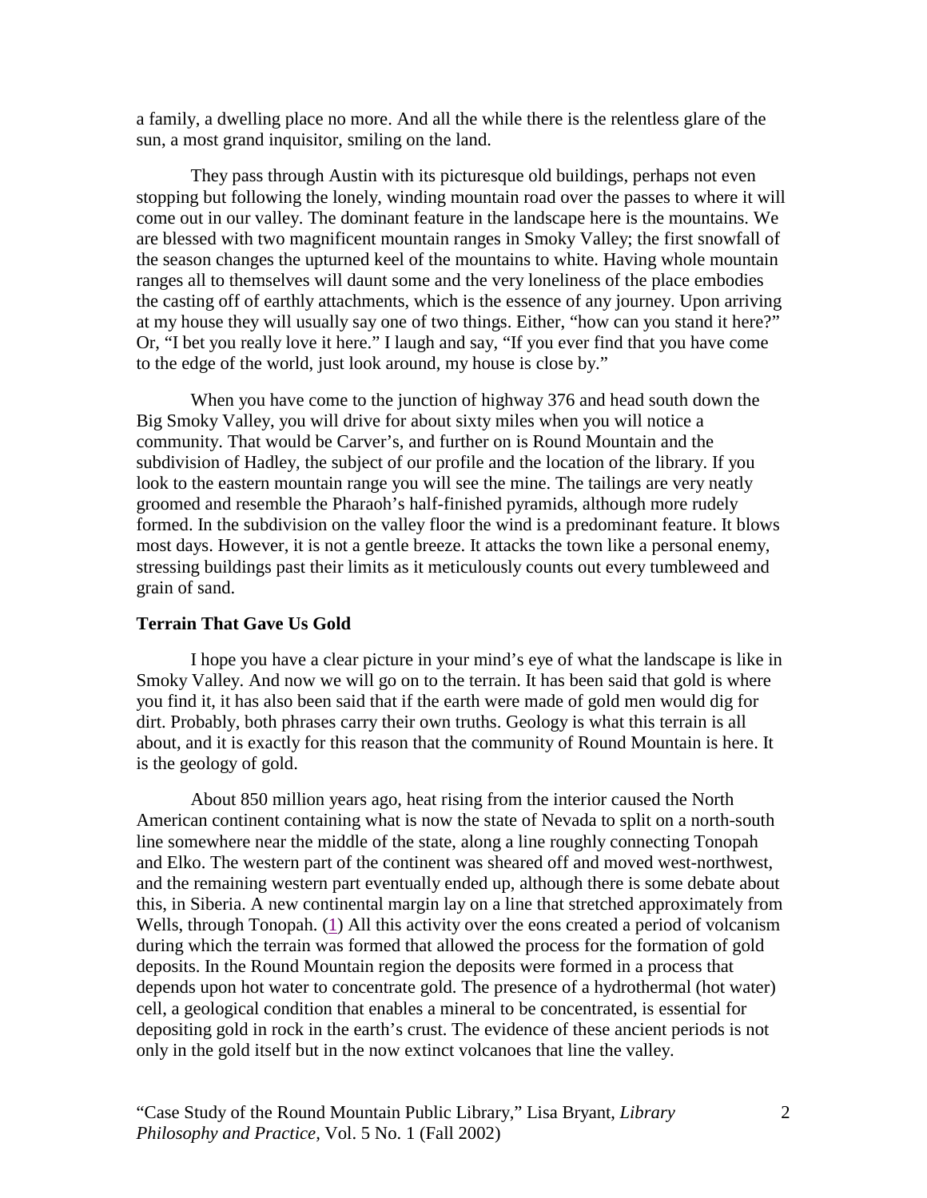a family, a dwelling place no more. And all the while there is the relentless glare of the sun, a most grand inquisitor, smiling on the land.

They pass through Austin with its picturesque old buildings, perhaps not even stopping but following the lonely, winding mountain road over the passes to where it will come out in our valley. The dominant feature in the landscape here is the mountains. We are blessed with two magnificent mountain ranges in Smoky Valley; the first snowfall of the season changes the upturned keel of the mountains to white. Having whole mountain ranges all to themselves will daunt some and the very loneliness of the place embodies the casting off of earthly attachments, which is the essence of any journey. Upon arriving at my house they will usually say one of two things. Either, "how can you stand it here?" Or, "I bet you really love it here." I laugh and say, "If you ever find that you have come to the edge of the world, just look around, my house is close by."

When you have come to the junction of highway 376 and head south down the Big Smoky Valley, you will drive for about sixty miles when you will notice a community. That would be Carver's, and further on is Round Mountain and the subdivision of Hadley, the subject of our profile and the location of the library. If you look to the eastern mountain range you will see the mine. The tailings are very neatly groomed and resemble the Pharaoh's half-finished pyramids, although more rudely formed. In the subdivision on the valley floor the wind is a predominant feature. It blows most days. However, it is not a gentle breeze. It attacks the town like a personal enemy, stressing buildings past their limits as it meticulously counts out every tumbleweed and grain of sand.

**Terrain That Gave Us Gold**

I hope you have a clear picture in your mind's eye of what the landscape is like in Smoky Valley. And now we will go on to the terrain. It has been said that gold is where you find it, it has also been said that if the earth were made of gold men would dig for dirt. Probably, both phrases carry their own truths. Geology is what this terrain is all about, and it is exactly for this reason that the community of Round Mountain is here. It is the geology of gold.

About 850 million years ago, heat rising from the interior caused the North American continent containing what is now the state of Nevada to split on a north-south line somewhere near the middle of the state, along a line roughly connecting Tonopah and Elko. The western part of the continent was sheared off and moved west-northwest, and the remaining western part eventually ended up, although there is some debate about this, in Siberia. A new continental margin lay on a line that stretched approximately from Wells, through Tonopah. (1) All this activity over the eons created a period of volcanism during which the terrain was formed that allowed the process for the formation of gold deposits. In the Round Mountain region the deposits were formed in a process that depends upon hot water to concentrate gold. The presence of a hydrothermal (hot water) cell, a geological condition that enables a mineral to be concentrated, is essential for depositing gold in rock in the earth's crust. The evidence of these ancient periods is not only in the gold itself but in the now extinct volcanoes that line the valley.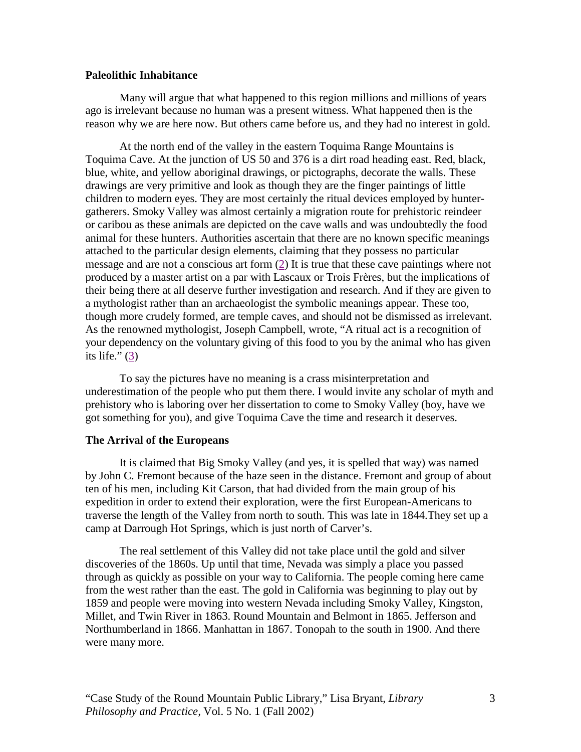**Paleolithic Inhabitance**

Many will argue that what happened to this region millions and millions of years ago is irrelevant because no human was a present witness. What happened then is the reason why we are here now. But others came before us, and they had no interest in gold.

At the north end of the valley in the eastern Toquima Range Mountains is Toquima Cave. At the junction of US 50 and 376 is a dirt road heading east. Red, black, blue, white, and yellow aboriginal drawings, or pictographs, decorate the walls. These drawings are very primitive and look as though they are the finger paintings of little children to modern eyes. They are most certainly the ritual devices employed by hunter-gatherers. Smoky Valley was almost certainly a migration route for prehistoric reindeer or caribou as these animals are depicted on the cave walls and was undoubtedly the food animal for these hunters. Authorities ascertain that there are no known specific meanings attached to the particular design elements, claiming that they possess no particular message and are not a conscious art form (2) It is true that these cave paintings where not produced by a master artist on a par with Lascaux or Trois Frères, but the implications of their being there at all deserve further investigation and research. And if they are given to a mythologist rather than an archaeologist the symbolic meanings appear. These too, though more crudely formed, are temple caves, and should not be dismissed as irrelevant. As the renowned mythologist, Joseph Campbell, wrote, "A ritual act is a recognition of your dependency on the voluntary giving of this food to you by the animal who has given its life." (3)

To say the pictures have no meaning is a crass misinterpretation and underestimation of the people who put them there. I would invite any scholar of myth and prehistory who is laboring over her dissertation to come to Smoky Valley (boy, have we got something for you), and give Toquima Cave the time and research it deserves.

**The Arrival of the Europeans**

It is claimed that Big Smoky Valley (and yes, it is spelled that way) was named by John C. Fremont because of the haze seen in the distance. Fremont and group of about ten of his men, including Kit Carson, that had divided from the main group of his expedition in order to extend their exploration, were the first European-Americans to traverse the length of the Valley from north to south. This was late in 1844.They set up a camp at Darrough Hot Springs, which is just north of Carver's.

The real settlement of this Valley did not take place until the gold and silver discoveries of the 1860s. Up until that time, Nevada was simply a place you passed through as quickly as possible on your way to California. The people coming here came from the west rather than the east. The gold in California was beginning to play out by 1859 and people were moving into western Nevada including Smoky Valley, Kingston, Millet, and Twin River in 1863. Round Mountain and Belmont in 1865. Jefferson and Northumberland in 1866. Manhattan in 1867. Tonopah to the south in 1900. And there were many more.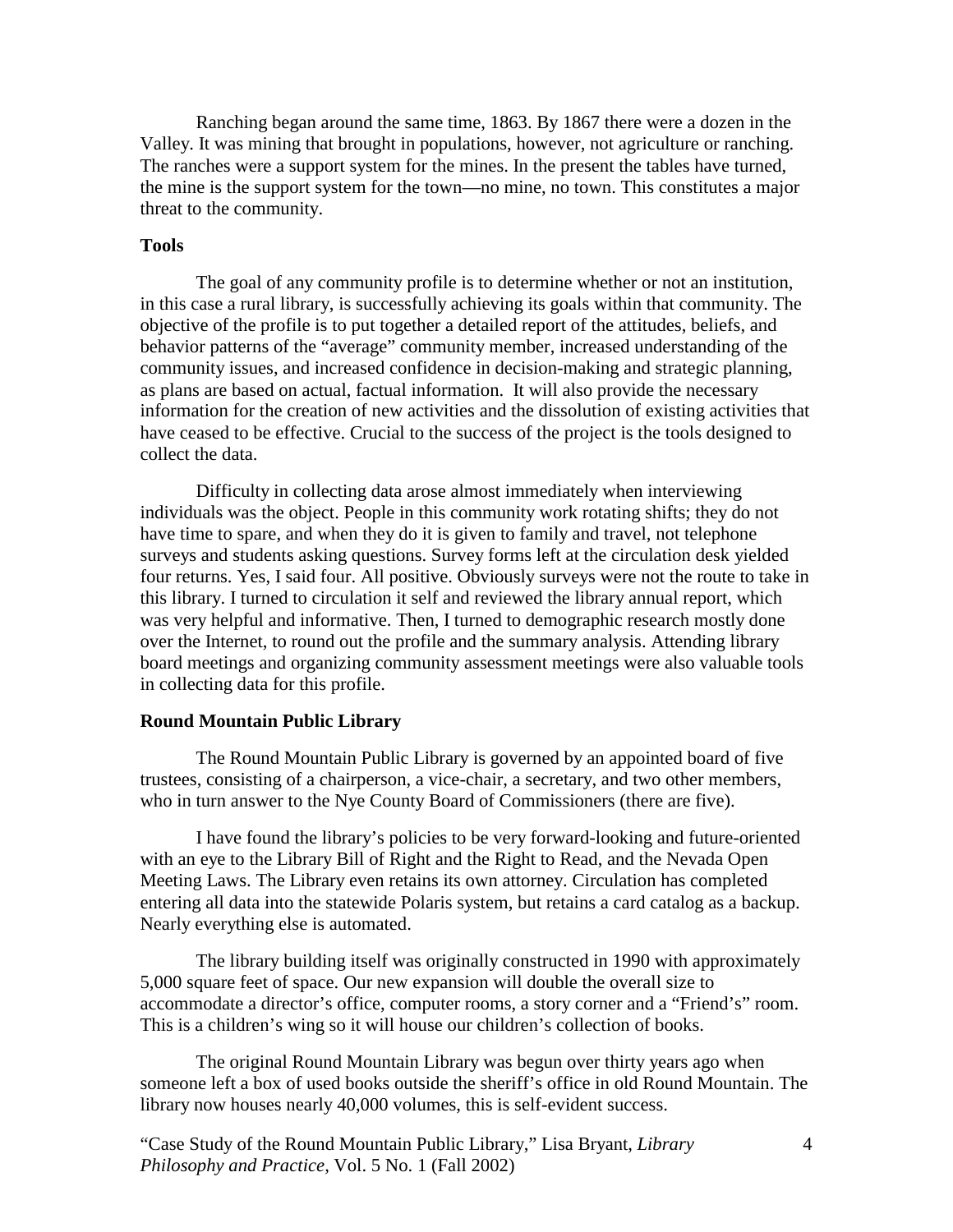Ranching began around the same time, 1863. By 1867 there were a dozen in the Valley. It was mining that brought in populations, however, not agriculture or ranching. The ranches were a support system for the mines. In the present the tables have turned, the mine is the support system for the town—no mine, no town. This constitutes a major threat to the community.

**Tools**

The goal of any community profile is to determine whether or not an institution, in this case a rural library, is successfully achieving its goals within that community. The objective of the profile is to put together a detailed report of the attitudes, beliefs, and behavior patterns of the "average" community member, increased understanding of the community issues, and increased confidence in decision-making and strategic planning, as plans are based on actual, factual information. It will also provide the necessary information for the creation of new activities and the dissolution of existing activities that have ceased to be effective. Crucial to the success of the project is the tools designed to collect the data.

Difficulty in collecting data arose almost immediately when interviewing individuals was the object. People in this community work rotating shifts; they do not have time to spare, and when they do it is given to family and travel, not telephone surveys and students asking questions. Survey forms left at the circulation desk yielded four returns. Yes, I said four. All positive. Obviously surveys were not the route to take in this library. I turned to circulation it self and reviewed the library annual report, which was very helpful and informative. Then, I turned to demographic research mostly done over the Internet, to round out the profile and the summary analysis. Attending library board meetings and organizing community assessment meetings were also valuable tools in collecting data for this profile.

**Round Mountain Public Library**

The Round Mountain Public Library is governed by an appointed board of five trustees, consisting of a chairperson, a vice-chair, a secretary, and two other members, who in turn answer to the Nye County Board of Commissioners (there are five).

I have found the library's policies to be very forward-looking and future-oriented with an eye to the Library Bill of Right and the Right to Read, and the Nevada Open Meeting Laws. The Library even retains its own attorney. Circulation has completed entering all data into the statewide Polaris system, but retains a card catalog as a backup. Nearly everything else is automated.

The library building itself was originally constructed in 1990 with approximately 5,000 square feet of space. Our new expansion will double the overall size to accommodate a director's office, computer rooms, a story corner and a "Friend's" room. This is a children's wing so it will house our children's collection of books.

The original Round Mountain Library was begun over thirty years ago when someone left a box of used books outside the sheriff's office in old Round Mountain. The library now houses nearly 40,000 volumes, this is self-evident success.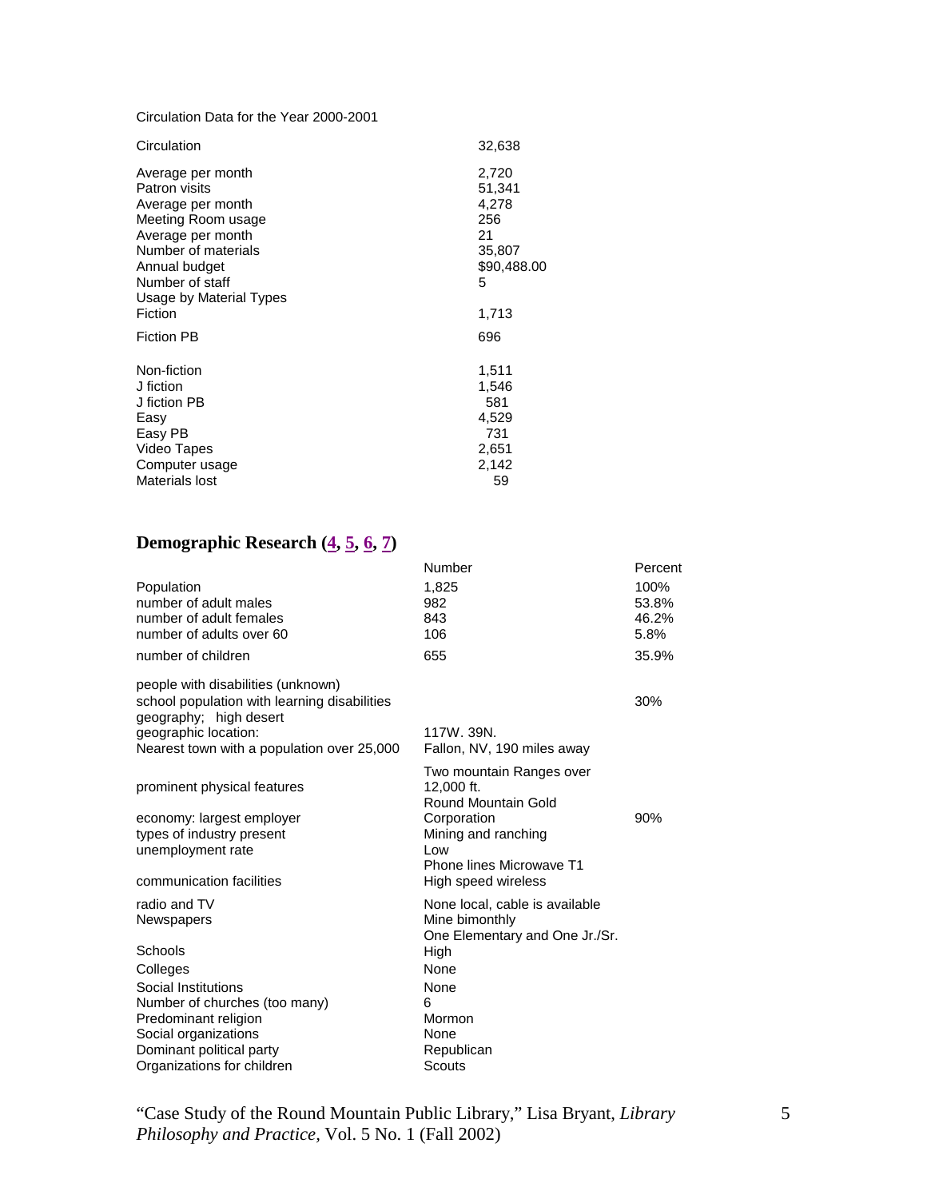Circulation Data for the Year 2000-2001

| | |
|---|---|
| Circulation | 32,638 |
| Average per month | 2,720 |
| Patron visits | 51,341 |
| Average per month | 4,278 |
| Meeting Room usage | 256 |
| Average per month | 21 |
| Number of materials | 35,807 |
| Annual budget | $90,488.00 |
| Number of staff | 5 |
| Usage by Material Types | |
| Fiction | 1,713 |
| Fiction PB | 696 |
| Non-fiction | 1,511 |
| J fiction | 1,546 |
| J fiction PB | 581 |
| Easy | 4,529 |
| Easy PB | 731 |
| Video Tapes | 2,651 |
| Computer usage | 2,142 |
| Materials lost | 59 |

## Demographic Research (4, 5, 6, 7)

| | Number | Percent |
|---|---|---|
| Population | 1,825 | 100% |
| number of adult males | 982 | 53.8% |
| number of adult females | 843 | 46.2% |
| number of adults over 60 | 106 | 5.8% |
| number of children | 655 | 35.9% |
| people with disabilities (unknown) | | |
| school population with learning disabilities | | 30% |
| geography; high desert | | |
| geographic location: | 117W. 39N. | |
| Nearest town with a population over 25,000 | Fallon, NV, 190 miles away | |
| prominent physical features | Two mountain Ranges over 12,000 ft. | |
| economy: largest employer | Round Mountain Gold Corporation | 90% |
| types of industry present | Mining and ranching | |
| unemployment rate | Low | |
| communication facilities | Phone lines Microwave T1 High speed wireless | |
| radio and TV | None local, cable is available | |
| Newspapers | Mine bimonthly | |
| Schools | One Elementary and One Jr./Sr. High | |
| Colleges | None | |
| Social Institutions | None | |
| Number of churches (too many) | 6 | |
| Predominant religion | Mormon | |
| Social organizations | None | |
| Dominant political party | Republican | |
| Organizations for children | Scouts | |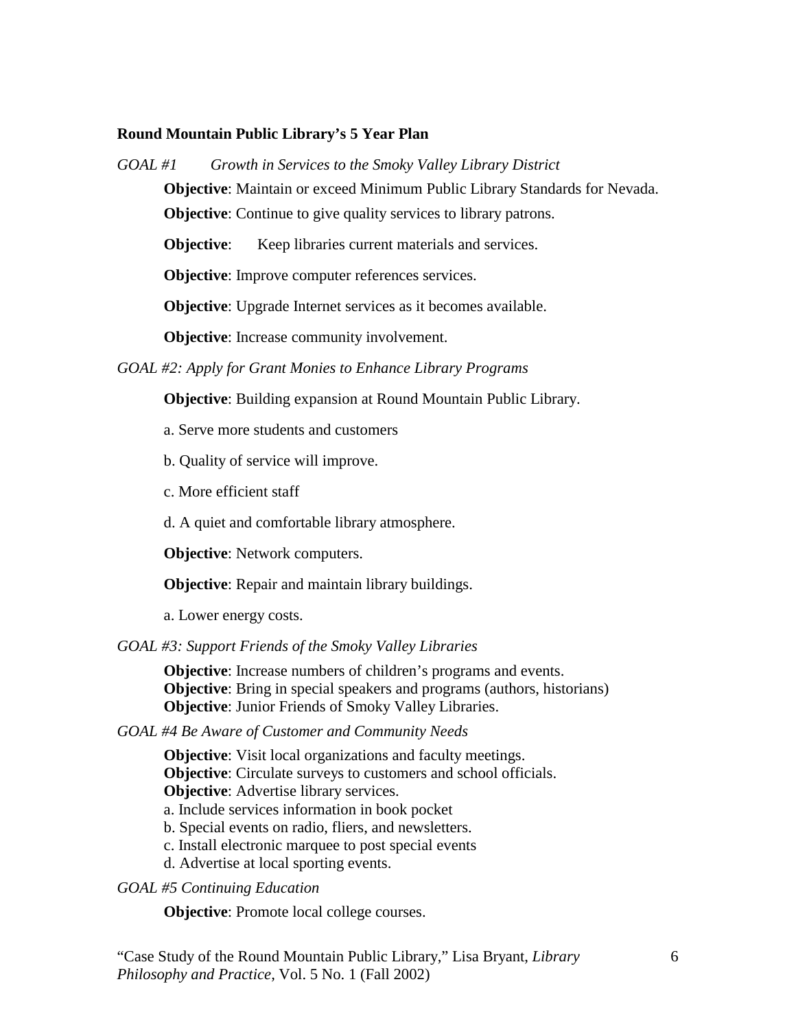**Round Mountain Public Library's 5 Year Plan**

*GOAL #1 Growth in Services to the Smoky Valley Library District*

**Objective**: Maintain or exceed Minimum Public Library Standards for Nevada.

**Objective**: Continue to give quality services to library patrons.

**Objective**: Keep libraries current materials and services.

**Objective**: Improve computer references services.

**Objective**: Upgrade Internet services as it becomes available.

**Objective**: Increase community involvement.

*GOAL #2: Apply for Grant Monies to Enhance Library Programs*

**Objective**: Building expansion at Round Mountain Public Library.

a. Serve more students and customers

b. Quality of service will improve.

c. More efficient staff

d. A quiet and comfortable library atmosphere.

**Objective**: Network computers.

**Objective**: Repair and maintain library buildings.

a. Lower energy costs.

*GOAL #3: Support Friends of the Smoky Valley Libraries*

**Objective**: Increase numbers of children's programs and events.
**Objective**: Bring in special speakers and programs (authors, historians)
**Objective**: Junior Friends of Smoky Valley Libraries.

*GOAL #4 Be Aware of Customer and Community Needs*

**Objective**: Visit local organizations and faculty meetings.
**Objective**: Circulate surveys to customers and school officials.
**Objective**: Advertise library services.
a. Include services information in book pocket
b. Special events on radio, fliers, and newsletters.
c. Install electronic marquee to post special events
d. Advertise at local sporting events.

*GOAL #5 Continuing Education*

**Objective**: Promote local college courses.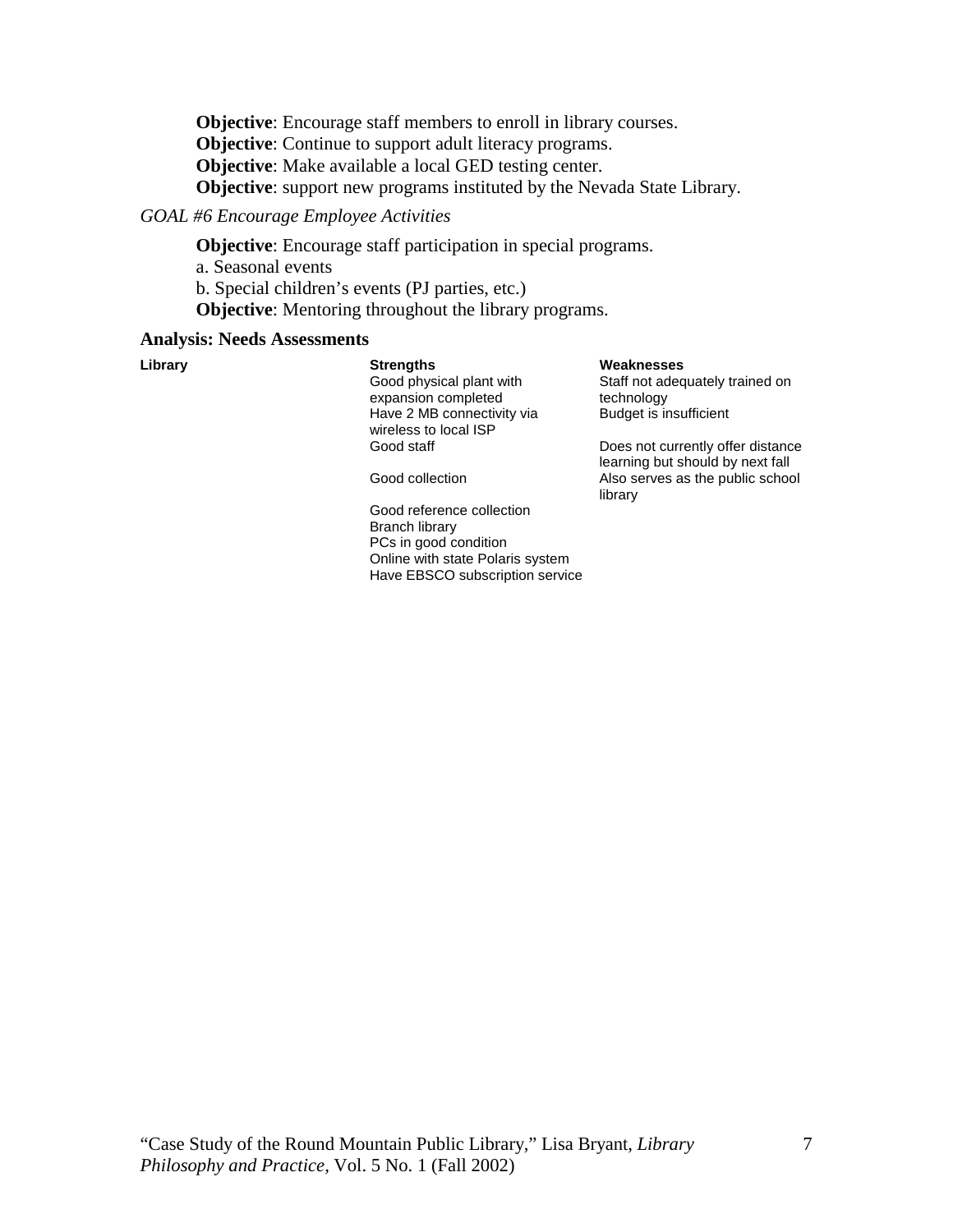**Objective**: Encourage staff members to enroll in library courses.
**Objective**: Continue to support adult literacy programs.
**Objective**: Make available a local GED testing center.
**Objective**: support new programs instituted by the Nevada State Library.

*GOAL #6 Encourage Employee Activities*

**Objective**: Encourage staff participation in special programs.
a. Seasonal events
b. Special children's events (PJ parties, etc.)
**Objective**: Mentoring throughout the library programs.

**Analysis: Needs Assessments**

| Library | Strengths | Weaknesses |
|---|---|---|
| | Good physical plant with expansion completed | Staff not adequately trained on technology |
| | Have 2 MB connectivity via wireless to local ISP | Budget is insufficient |
| | Good staff | Does not currently offer distance learning but should by next fall |
| | Good collection | Also serves as the public school library |
| | Good reference collection | |
| | Branch library | |
| | PCs in good condition | |
| | Online with state Polaris system | |
| | Have EBSCO subscription service | |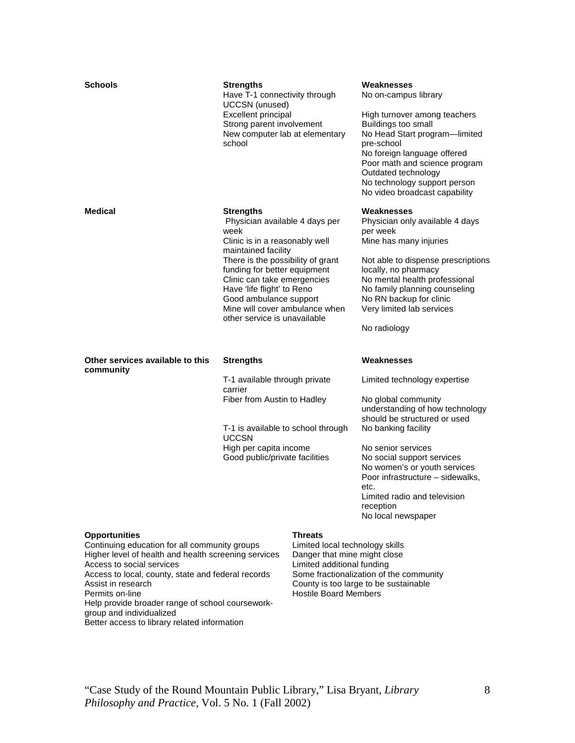| | Strengths | Weaknesses |
|---|---|---|
| **Schools** | Have T-1 connectivity through UCCSN (unused)<br>Excellent principal<br>Strong parent involvement<br>New computer lab at elementary school | No on-campus library<br><br>High turnover among teachers<br>Buildings too small<br>No Head Start program—limited pre-school<br>No foreign language offered<br>Poor math and science program<br>Outdated technology<br>No technology support person<br>No video broadcast capability |
| **Medical** | Physician available 4 days per week<br>Clinic is in a reasonably well maintained facility<br>There is the possibility of grant funding for better equipment<br>Clinic can take emergencies<br>Have 'life flight' to Reno<br>Good ambulance support<br>Mine will cover ambulance when other service is unavailable | Physician only available 4 days per week<br>Mine has many injuries<br><br>Not able to dispense prescriptions locally, no pharmacy<br>No mental health professional<br>No family planning counseling<br>No RN backup for clinic<br>Very limited lab services<br><br>No radiology |
| **Other services available to this community** | T-1 available through private carrier<br>Fiber from Austin to Hadley<br><br>T-1 is available to school through UCCSN<br>High per capita income<br>Good public/private facilities | Limited technology expertise<br><br>No global community understanding of how technology should be structured or used<br>No banking facility<br><br>No senior services<br>No social support services<br>No women's or youth services<br>Poor infrastructure – sidewalks, etc.<br>Limited radio and television reception<br>No local newspaper |

| **Opportunities** | **Threats** |
|---|---|
| Continuing education for all community groups<br>Higher level of health and health screening services<br>Access to social services<br>Access to local, county, state and federal records<br>Assist in research<br>Permits on-line<br>Help provide broader range of school coursework-group and individualized<br>Better access to library related information | Limited local technology skills<br>Danger that mine might close<br>Limited additional funding<br>Some fractionalization of the community<br>County is too large to be sustainable<br>Hostile Board Members |

"Case Study of the Round Mountain Public Library," Lisa Bryant, *Library Philosophy and Practice*, Vol. 5 No. 1 (Fall 2002)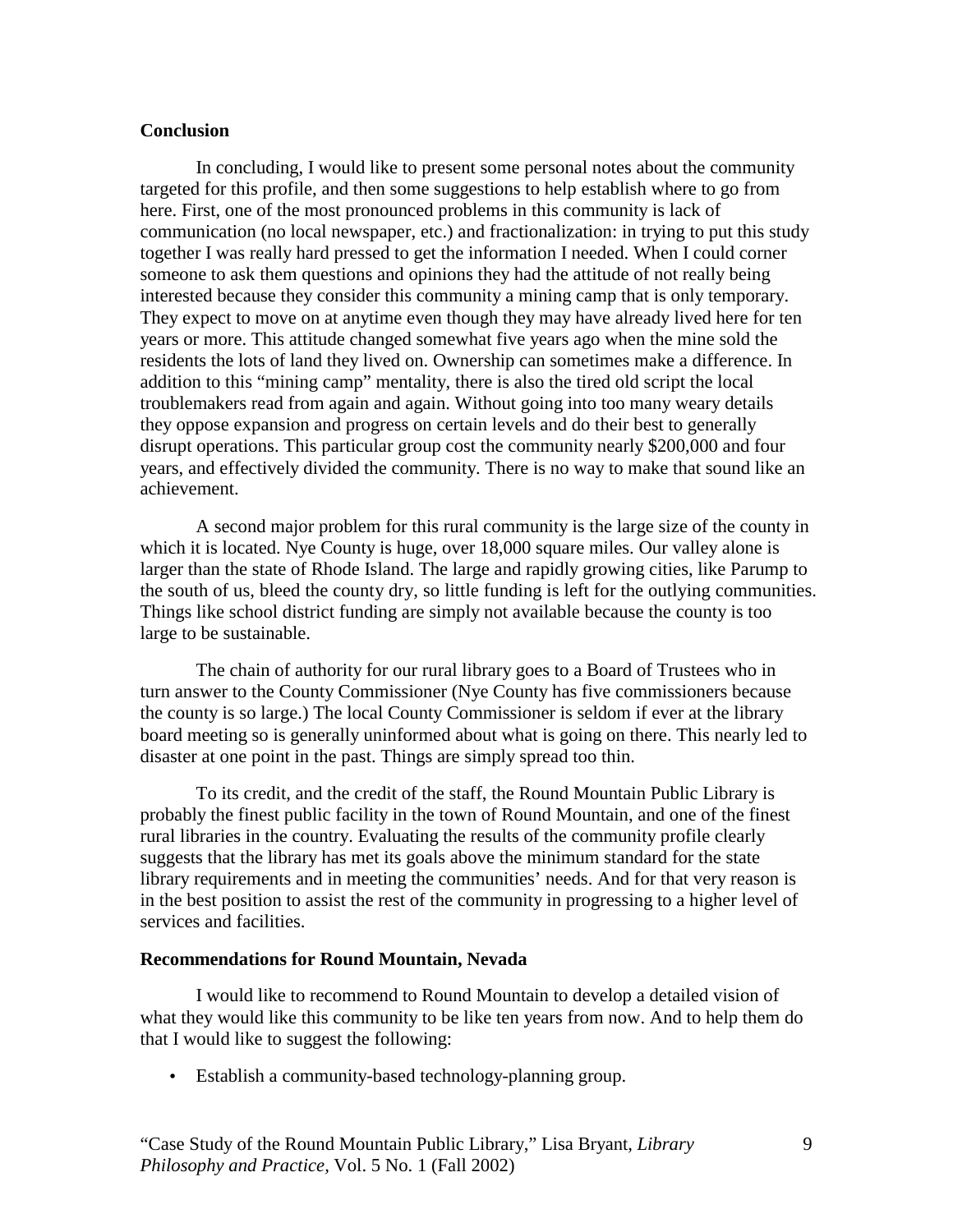**Conclusion**

In concluding, I would like to present some personal notes about the community targeted for this profile, and then some suggestions to help establish where to go from here. First, one of the most pronounced problems in this community is lack of communication (no local newspaper, etc.) and fractionalization: in trying to put this study together I was really hard pressed to get the information I needed. When I could corner someone to ask them questions and opinions they had the attitude of not really being interested because they consider this community a mining camp that is only temporary. They expect to move on at anytime even though they may have already lived here for ten years or more. This attitude changed somewhat five years ago when the mine sold the residents the lots of land they lived on. Ownership can sometimes make a difference. In addition to this "mining camp" mentality, there is also the tired old script the local troublemakers read from again and again. Without going into too many weary details they oppose expansion and progress on certain levels and do their best to generally disrupt operations. This particular group cost the community nearly $200,000 and four years, and effectively divided the community. There is no way to make that sound like an achievement.

A second major problem for this rural community is the large size of the county in which it is located. Nye County is huge, over 18,000 square miles. Our valley alone is larger than the state of Rhode Island. The large and rapidly growing cities, like Parump to the south of us, bleed the county dry, so little funding is left for the outlying communities. Things like school district funding are simply not available because the county is too large to be sustainable.

The chain of authority for our rural library goes to a Board of Trustees who in turn answer to the County Commissioner (Nye County has five commissioners because the county is so large.) The local County Commissioner is seldom if ever at the library board meeting so is generally uninformed about what is going on there. This nearly led to disaster at one point in the past. Things are simply spread too thin.

To its credit, and the credit of the staff, the Round Mountain Public Library is probably the finest public facility in the town of Round Mountain, and one of the finest rural libraries in the country. Evaluating the results of the community profile clearly suggests that the library has met its goals above the minimum standard for the state library requirements and in meeting the communities' needs. And for that very reason is in the best position to assist the rest of the community in progressing to a higher level of services and facilities.

**Recommendations for Round Mountain, Nevada**

I would like to recommend to Round Mountain to develop a detailed vision of what they would like this community to be like ten years from now. And to help them do that I would like to suggest the following:

- Establish a community-based technology-planning group.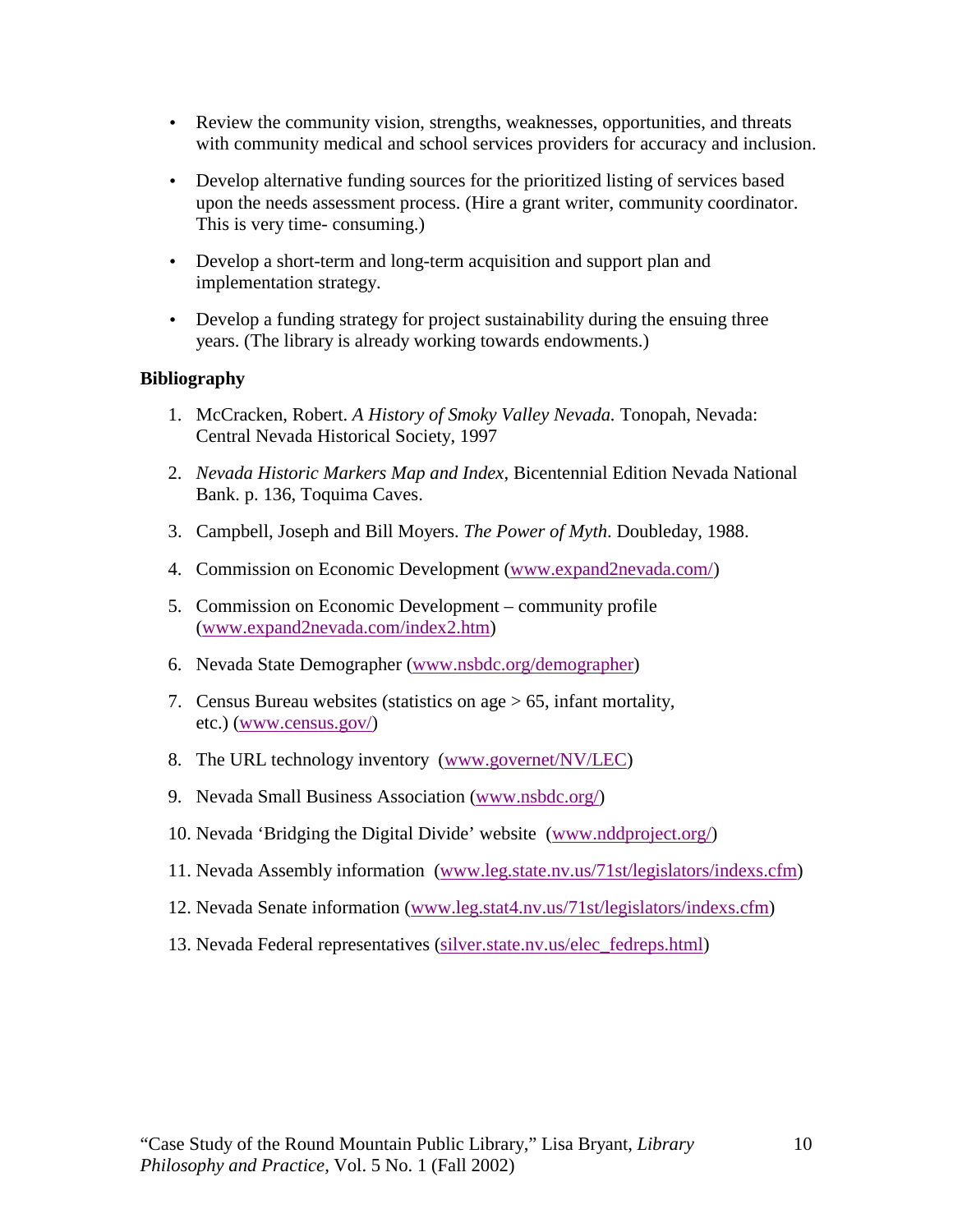- Review the community vision, strengths, weaknesses, opportunities, and threats with community medical and school services providers for accuracy and inclusion.
- Develop alternative funding sources for the prioritized listing of services based upon the needs assessment process. (Hire a grant writer, community coordinator. This is very time- consuming.)
- Develop a short-term and long-term acquisition and support plan and implementation strategy.
- Develop a funding strategy for project sustainability during the ensuing three years. (The library is already working towards endowments.)

**Bibliography**

1. McCracken, Robert. *A History of Smoky Valley Nevada.* Tonopah, Nevada: Central Nevada Historical Society, 1997
2. *Nevada Historic Markers Map and Index*, Bicentennial Edition Nevada National Bank. p. 136, Toquima Caves.
3. Campbell, Joseph and Bill Moyers. *The Power of Myth*. Doubleday, 1988.
4. Commission on Economic Development (www.expand2nevada.com/)
5. Commission on Economic Development – community profile (www.expand2nevada.com/index2.htm)
6. Nevada State Demographer (www.nsbdc.org/demographer)
7. Census Bureau websites (statistics on age > 65, infant mortality, etc.) (www.census.gov/)
8. The URL technology inventory (www.governet/NV/LEC)
9. Nevada Small Business Association (www.nsbdc.org/)
10. Nevada 'Bridging the Digital Divide' website (www.nddproject.org/)
11. Nevada Assembly information (www.leg.state.nv.us/71st/legislators/indexs.cfm)
12. Nevada Senate information (www.leg.stat4.nv.us/71st/legislators/indexs.cfm)
13. Nevada Federal representatives (silver.state.nv.us/elec_fedreps.html)